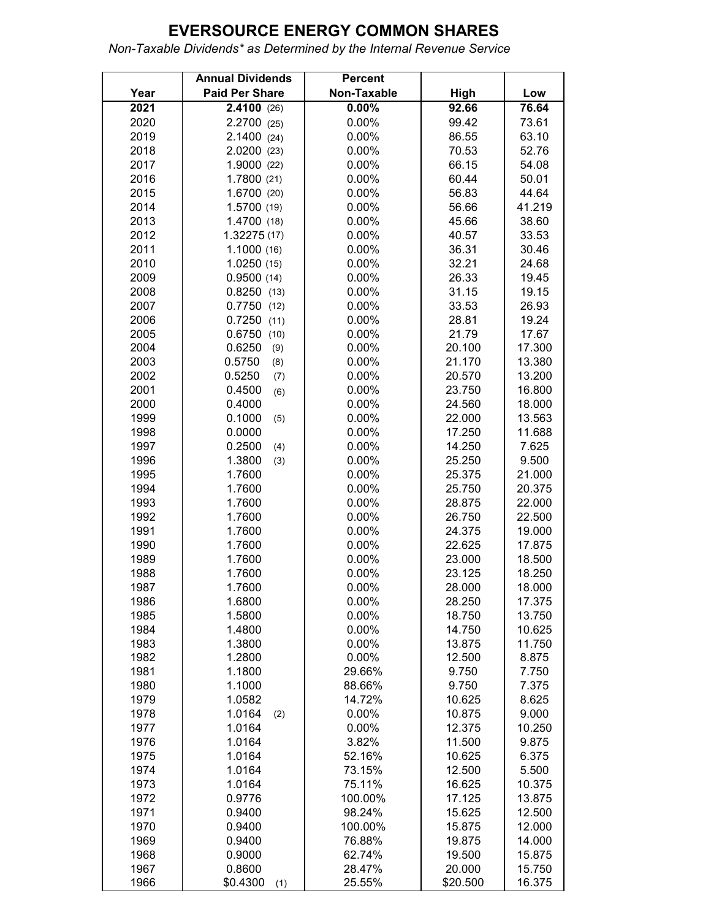# EVERSOURCE ENERGY COMMON SHARES

*Non-Taxable Dividends* as Determined by the Internal Revenue Service*

| Year | Annual Dividends Paid Per Share | Percent Non-Taxable | High | Low |
|---|---|---|---|---|
| **2021** | **2.4100** (26) | **0.00%** | **92.66** | **76.64** |
| 2020 | 2.2700 (25) | 0.00% | 99.42 | 73.61 |
| 2019 | 2.1400 (24) | 0.00% | 86.55 | 63.10 |
| 2018 | 2.0200 (23) | 0.00% | 70.53 | 52.76 |
| 2017 | 1.9000 (22) | 0.00% | 66.15 | 54.08 |
| 2016 | 1.7800 (21) | 0.00% | 60.44 | 50.01 |
| 2015 | 1.6700 (20) | 0.00% | 56.83 | 44.64 |
| 2014 | 1.5700 (19) | 0.00% | 56.66 | 41.219 |
| 2013 | 1.4700 (18) | 0.00% | 45.66 | 38.60 |
| 2012 | 1.32275 (17) | 0.00% | 40.57 | 33.53 |
| 2011 | 1.1000 (16) | 0.00% | 36.31 | 30.46 |
| 2010 | 1.0250 (15) | 0.00% | 32.21 | 24.68 |
| 2009 | 0.9500 (14) | 0.00% | 26.33 | 19.45 |
| 2008 | 0.8250 (13) | 0.00% | 31.15 | 19.15 |
| 2007 | 0.7750 (12) | 0.00% | 33.53 | 26.93 |
| 2006 | 0.7250 (11) | 0.00% | 28.81 | 19.24 |
| 2005 | 0.6750 (10) | 0.00% | 21.79 | 17.67 |
| 2004 | 0.6250 (9) | 0.00% | 20.100 | 17.300 |
| 2003 | 0.5750 (8) | 0.00% | 21.170 | 13.380 |
| 2002 | 0.5250 (7) | 0.00% | 20.570 | 13.200 |
| 2001 | 0.4500 (6) | 0.00% | 23.750 | 16.800 |
| 2000 | 0.4000 | 0.00% | 24.560 | 18.000 |
| 1999 | 0.1000 (5) | 0.00% | 22.000 | 13.563 |
| 1998 | 0.0000 | 0.00% | 17.250 | 11.688 |
| 1997 | 0.2500 (4) | 0.00% | 14.250 | 7.625 |
| 1996 | 1.3800 (3) | 0.00% | 25.250 | 9.500 |
| 1995 | 1.7600 | 0.00% | 25.375 | 21.000 |
| 1994 | 1.7600 | 0.00% | 25.750 | 20.375 |
| 1993 | 1.7600 | 0.00% | 28.875 | 22.000 |
| 1992 | 1.7600 | 0.00% | 26.750 | 22.500 |
| 1991 | 1.7600 | 0.00% | 24.375 | 19.000 |
| 1990 | 1.7600 | 0.00% | 22.625 | 17.875 |
| 1989 | 1.7600 | 0.00% | 23.000 | 18.500 |
| 1988 | 1.7600 | 0.00% | 23.125 | 18.250 |
| 1987 | 1.7600 | 0.00% | 28.000 | 18.000 |
| 1986 | 1.6800 | 0.00% | 28.250 | 17.375 |
| 1985 | 1.5800 | 0.00% | 18.750 | 13.750 |
| 1984 | 1.4800 | 0.00% | 14.750 | 10.625 |
| 1983 | 1.3800 | 0.00% | 13.875 | 11.750 |
| 1982 | 1.2800 | 0.00% | 12.500 | 8.875 |
| 1981 | 1.1800 | 29.66% | 9.750 | 7.750 |
| 1980 | 1.1000 | 88.66% | 9.750 | 7.375 |
| 1979 | 1.0582 | 14.72% | 10.625 | 8.625 |
| 1978 | 1.0164 (2) | 0.00% | 10.875 | 9.000 |
| 1977 | 1.0164 | 0.00% | 12.375 | 10.250 |
| 1976 | 1.0164 | 3.82% | 11.500 | 9.875 |
| 1975 | 1.0164 | 52.16% | 10.625 | 6.375 |
| 1974 | 1.0164 | 73.15% | 12.500 | 5.500 |
| 1973 | 1.0164 | 75.11% | 16.625 | 10.375 |
| 1972 | 0.9776 | 100.00% | 17.125 | 13.875 |
| 1971 | 0.9400 | 98.24% | 15.625 | 12.500 |
| 1970 | 0.9400 | 100.00% | 15.875 | 12.000 |
| 1969 | 0.9400 | 76.88% | 19.875 | 14.000 |
| 1968 | 0.9000 | 62.74% | 19.500 | 15.875 |
| 1967 | 0.8600 | 28.47% | 20.000 | 15.750 |
| 1966 | $0.4300 (1) | 25.55% | $20.500 | 16.375 |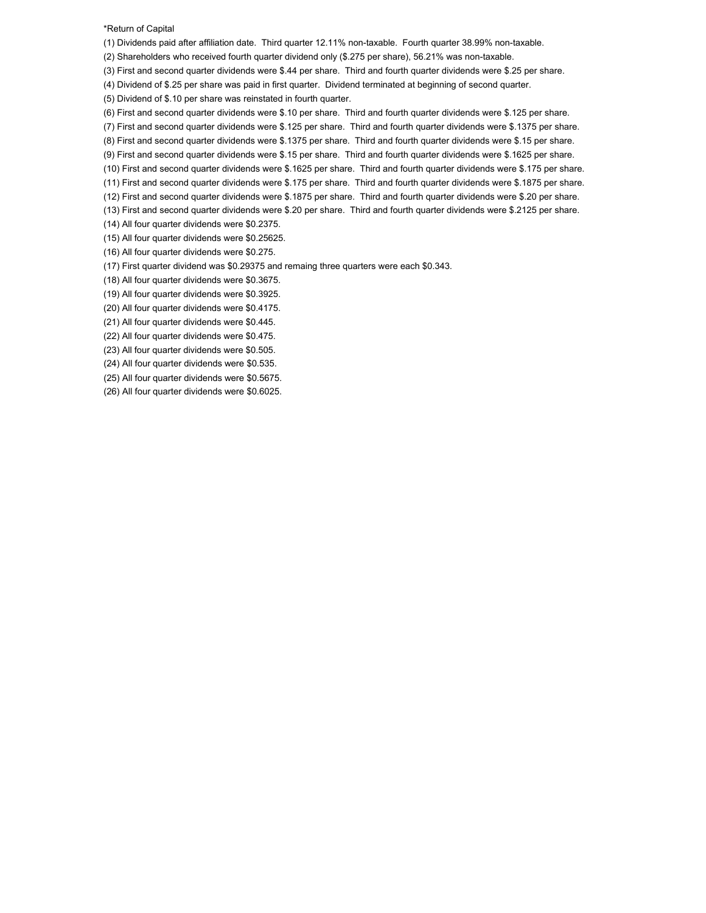*Return of Capital

(1) Dividends paid after affiliation date. Third quarter 12.11% non-taxable. Fourth quarter 38.99% non-taxable.

(2) Shareholders who received fourth quarter dividend only ($.275 per share), 56.21% was non-taxable.

(3) First and second quarter dividends were $.44 per share. Third and fourth quarter dividends were $.25 per share.

(4) Dividend of $.25 per share was paid in first quarter. Dividend terminated at beginning of second quarter.

(5) Dividend of $.10 per share was reinstated in fourth quarter.

(6) First and second quarter dividends were $.10 per share. Third and fourth quarter dividends were $.125 per share.

(7) First and second quarter dividends were $.125 per share. Third and fourth quarter dividends were $.1375 per share.

(8) First and second quarter dividends were $.1375 per share. Third and fourth quarter dividends were $.15 per share.

(9) First and second quarter dividends were $.15 per share. Third and fourth quarter dividends were $.1625 per share.

(10) First and second quarter dividends were $.1625 per share. Third and fourth quarter dividends were $.175 per share.

(11) First and second quarter dividends were $.175 per share. Third and fourth quarter dividends were $.1875 per share.

(12) First and second quarter dividends were $.1875 per share. Third and fourth quarter dividends were $.20 per share.

(13) First and second quarter dividends were $.20 per share. Third and fourth quarter dividends were $.2125 per share.

(14) All four quarter dividends were $0.2375.

(15) All four quarter dividends were $0.25625.

(16) All four quarter dividends were $0.275.

(17) First quarter dividend was $0.29375 and remaing three quarters were each $0.343.

(18) All four quarter dividends were $0.3675.

(19) All four quarter dividends were $0.3925.

(20) All four quarter dividends were $0.4175.

(21) All four quarter dividends were $0.445.

(22) All four quarter dividends were $0.475.

(23) All four quarter dividends were $0.505.

(24) All four quarter dividends were $0.535.

(25) All four quarter dividends were $0.5675.

(26) All four quarter dividends were $0.6025.